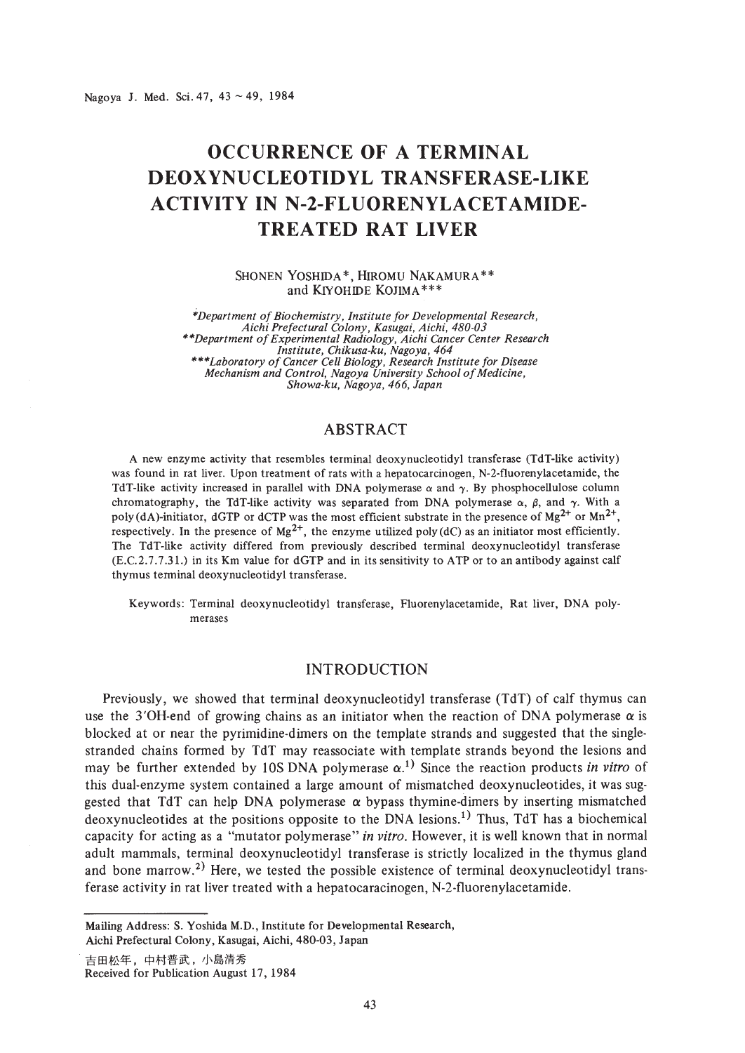# OCCURRENCE OF A TERMINAL DEOXYNUCLEOTIDYL TRANSFERASE-LIKE ACTIVITY IN N-2-FLUORENYLACETAMIDE-TREATED RAT LIVER

SHONEN YOSHIDA*, HIROMU NAKAMURA** and KIYOHIDE KOJIMA***

*Department of Biochemistry, Institute for Developmental Research, Aichi Prefectural Colony, Kasugai, Aichi, 480-03*
**Department of Experimental Radiology, Aichi Cancer Center Research Institute, Chikusa-ku, Nagoya, 464*
***Laboratory of Cancer Cell Biology, Research Institute for Disease Mechanism and Control, Nagoya University School of Medicine, Showa-ku, Nagoya, 466, Japan*

## ABSTRACT

A new enzyme activity that resembles terminal deoxynucleotidyl transferase (TdT-like activity) was found in rat liver. Upon treatment of rats with a hepatocarcinogen, N-2-fluorenylacetamide, the TdT-like activity increased in parallel with DNA polymerase $\alpha$ and $\gamma$. By phosphocellulose column chromatography, the TdT-like activity was separated from DNA polymerase $\alpha$, $\beta$, and $\gamma$. With a poly(dA)-initiator, dGTP or dCTP was the most efficient substrate in the presence of $Mg^{2+}$ or $Mn^{2+}$, respectively. In the presence of $Mg^{2+}$, the enzyme utilized poly(dC) as an initiator most efficiently. The TdT-like activity differed from previously described terminal deoxynucleotidyl transferase (E.C.2.7.7.31.) in its Km value for dGTP and in its sensitivity to ATP or to an antibody against calf thymus terminal deoxynucleotidyl transferase.

Keywords: Terminal deoxynucleotidyl transferase, Fluorenylacetamide, Rat liver, DNA polymerases

## INTRODUCTION

Previously, we showed that terminal deoxynucleotidyl transferase (TdT) of calf thymus can use the 3'OH-end of growing chains as an initiator when the reaction of DNA polymerase $\alpha$ is blocked at or near the pyrimidine-dimers on the template strands and suggested that the single-stranded chains formed by TdT may reassociate with template strands beyond the lesions and may be further extended by 10S DNA polymerase $\alpha$.[1] Since the reaction products *in vitro* of this dual-enzyme system contained a large amount of mismatched deoxynucleotides, it was suggested that TdT can help DNA polymerase $\alpha$ bypass thymine-dimers by inserting mismatched deoxynucleotides at the positions opposite to the DNA lesions.[1] Thus, TdT has a biochemical capacity for acting as a "mutator polymerase" *in vitro*. However, it is well known that in normal adult mammals, terminal deoxynucleotidyl transferase is strictly localized in the thymus gland and bone marrow.[2] Here, we tested the possible existence of terminal deoxynucleotidyl transferase activity in rat liver treated with a hepatocaracinogen, N-2-fluorenylacetamide.

---

Mailing Address: S. Yoshida M.D., Institute for Developmental Research, Aichi Prefectural Colony, Kasugai, Aichi, 480-03, Japan

吉田松年，中村普武，小島清秀

Received for Publication August 17, 1984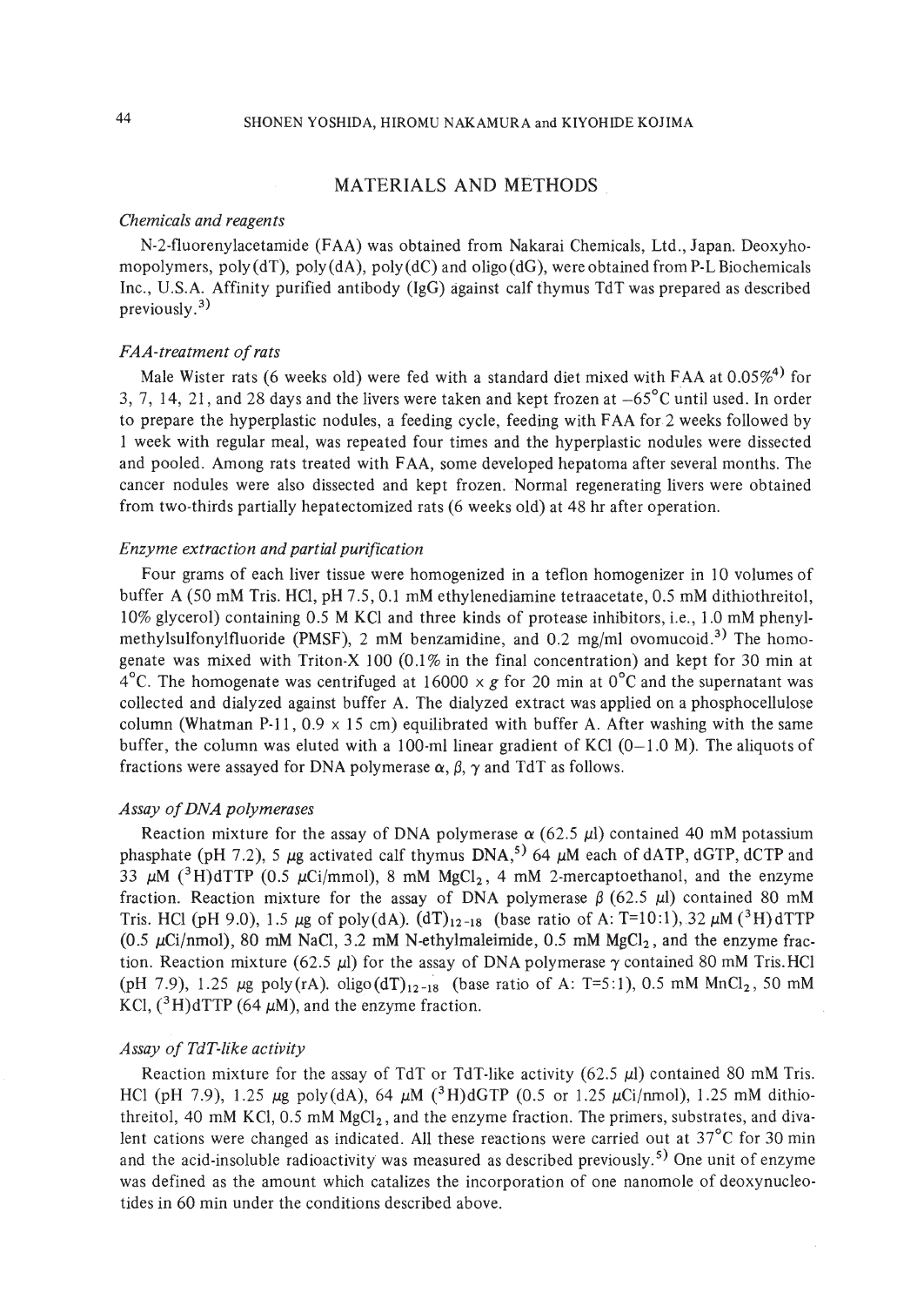## MATERIALS AND METHODS

### *Chemicals and reagents*

N-2-fluorenylacetamide (FAA) was obtained from Nakarai Chemicals, Ltd., Japan. Deoxyhomopolymers, poly(dT), poly(dA), poly(dC) and oligo(dG), were obtained from P-L Biochemicals Inc., U.S.A. Affinity purified antibody (IgG) against calf thymus TdT was prepared as described previously.[3]

### *FAA-treatment of rats*

Male Wister rats (6 weeks old) were fed with a standard diet mixed with FAA at 0.05%[4] for 3, 7, 14, 21, and 28 days and the livers were taken and kept frozen at $-65°C$ until used. In order to prepare the hyperplastic nodules, a feeding cycle, feeding with FAA for 2 weeks followed by 1 week with regular meal, was repeated four times and the hyperplastic nodules were dissected and pooled. Among rats treated with FAA, some developed hepatoma after several months. The cancer nodules were also dissected and kept frozen. Normal regenerating livers were obtained from two-thirds partially hepatectomized rats (6 weeks old) at 48 hr after operation.

### *Enzyme extraction and partial purification*

Four grams of each liver tissue were homogenized in a teflon homogenizer in 10 volumes of buffer A (50 mM Tris. HCl, pH 7.5, 0.1 mM ethylenediamine tetraacetate, 0.5 mM dithiothreitol, 10% glycerol) containing 0.5 M KCl and three kinds of protease inhibitors, i.e., 1.0 mM phenylmethylsulfonylfluoride (PMSF), 2 mM benzamidine, and 0.2 mg/ml ovomucoid.[3] The homogenate was mixed with Triton-X 100 (0.1% in the final concentration) and kept for 30 min at $4°C$. The homogenate was centrifuged at $16000 \times g$ for 20 min at $0°C$ and the supernatant was collected and dialyzed against buffer A. The dialyzed extract was applied on a phosphocellulose column (Whatman P-11, $0.9 \times 15$ cm) equilibrated with buffer A. After washing with the same buffer, the column was eluted with a 100-ml linear gradient of KCl (0–1.0 M). The aliquots of fractions were assayed for DNA polymerase $\alpha$, $\beta$, $\gamma$ and TdT as follows.

### *Assay of DNA polymerases*

Reaction mixture for the assay of DNA polymerase $\alpha$ (62.5 $\mu$l) contained 40 mM potassium phosphate (pH 7.2), 5 $\mu$g activated calf thymus DNA,[5] 64 $\mu$M each of dATP, dGTP, dCTP and 33 $\mu$M ($^3$H)dTTP (0.5 $\mu$Ci/mmol), 8 mM $MgCl_2$, 4 mM 2-mercaptoethanol, and the enzyme fraction. Reaction mixture for the assay of DNA polymerase $\beta$ (62.5 $\mu$l) contained 80 mM Tris. HCl (pH 9.0), 1.5 $\mu$g of poly(dA). $(dT)_{12-18}$ (base ratio of A: T=10:1), 32 $\mu$M ($^3$H)dTTP (0.5 $\mu$Ci/nmol), 80 mM NaCl, 3.2 mM N-ethylmaleimide, 0.5 mM $MgCl_2$, and the enzyme fraction. Reaction mixture (62.5 $\mu$l) for the assay of DNA polymerase $\gamma$ contained 80 mM Tris.HCl (pH 7.9), 1.25 $\mu$g poly(rA). oligo$(dT)_{12-18}$ (base ratio of A: T=5:1), 0.5 mM $MnCl_2$, 50 mM KCl, ($^3$H)dTTP (64 $\mu$M), and the enzyme fraction.

### *Assay of TdT-like activity*

Reaction mixture for the assay of TdT or TdT-like activity (62.5 $\mu$l) contained 80 mM Tris. HCl (pH 7.9), 1.25 $\mu$g poly(dA), 64 $\mu$M ($^3$H)dGTP (0.5 or 1.25 $\mu$Ci/nmol), 1.25 mM dithiothreitol, 40 mM KCl, 0.5 mM $MgCl_2$, and the enzyme fraction. The primers, substrates, and divalent cations were changed as indicated. All these reactions were carried out at $37°C$ for 30 min and the acid-insoluble radioactivity was measured as described previously.[5] One unit of enzyme was defined as the amount which catalizes the incorporation of one nanomole of deoxynucleotides in 60 min under the conditions described above.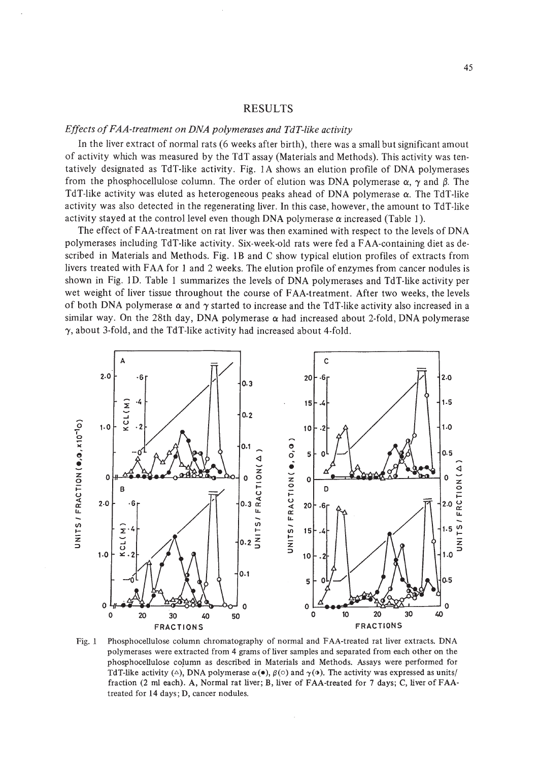## RESULTS

### *Effects of FAA-treatment on DNA polymerases and TdT-like activity*

In the liver extract of normal rats (6 weeks after birth), there was a small but significant amout of activity which was measured by the TdT assay (Materials and Methods). This activity was tentatively designated as TdT-like activity. Fig. 1A shows an elution profile of DNA polymerases from the phosphocellulose column. The order of elution was DNA polymerase $\alpha$, $\gamma$ and $\beta$. The TdT-like activity was eluted as heterogeneous peaks ahead of DNA polymerase $\alpha$. The TdT-like activity was also detected in the regenerating liver. In this case, however, the amount to TdT-like activity stayed at the control level even though DNA polymerase $\alpha$ increased (Table 1).

The effect of FAA-treatment on rat liver was then examined with respect to the levels of DNA polymerases including TdT-like activity. Six-week-old rats were fed a FAA-containing diet as described in Materials and Methods. Fig. 1B and C show typical elution profiles of extracts from livers treated with FAA for 1 and 2 weeks. The elution profile of enzymes from cancer nodules is shown in Fig. 1D. Table 1 summarizes the levels of DNA polymerases and TdT-like activity per wet weight of liver tissue throughout the course of FAA-treatment. After two weeks, the levels of both DNA polymerase $\alpha$ and $\gamma$ started to increase and the TdT-like activity also increased in a similar way. On the 28th day, DNA polymerase $\alpha$ had increased about 2-fold, DNA polymerase $\gamma$, about 3-fold, and the TdT-like activity had increased about 4-fold.

Fig. 1 Phosphocellulose column chromatography of normal and FAA-treated rat liver extracts. DNA polymerases were extracted from 4 grams of liver samples and separated from each other on the phosphocellulose column as described in Materials and Methods. Assays were performed for TdT-like activity (△), DNA polymerase $\alpha$(●), $\beta$(○) and $\gamma$(◑). The activity was expressed as units/fraction (2 ml each). A, Normal rat liver; B, liver of FAA-treated for 7 days; C, liver of FAA-treated for 14 days; D, cancer nodules.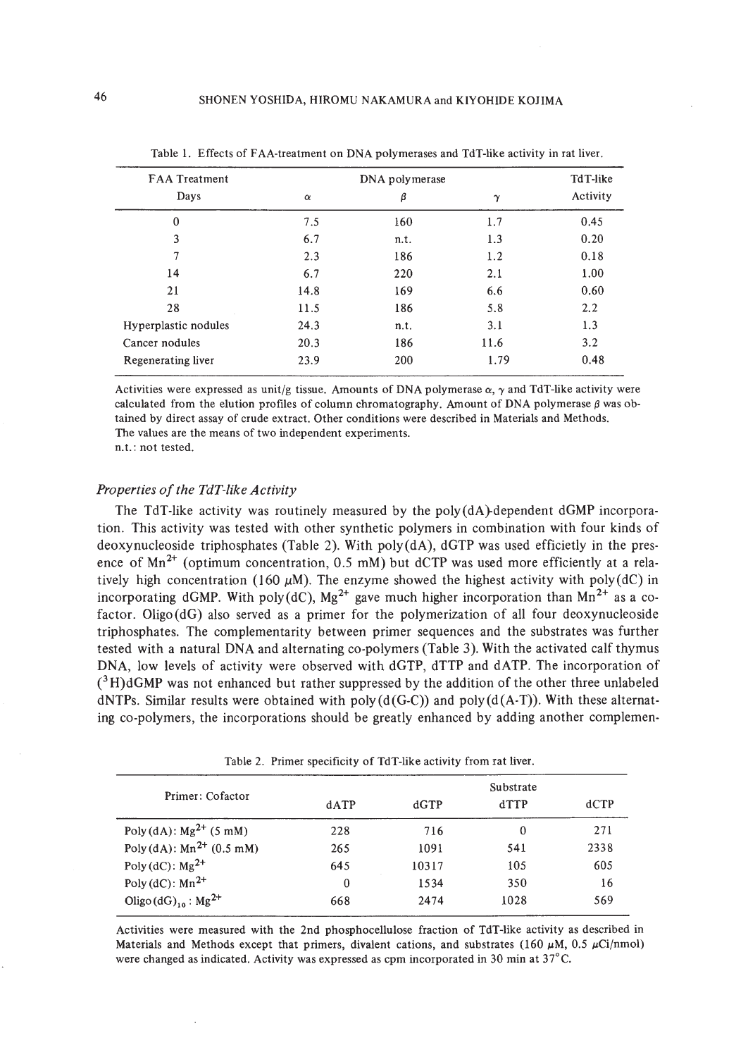Table 1. Effects of FAA-treatment on DNA polymerases and TdT-like activity in rat liver.

| FAA Treatment Days | DNA polymerase $\alpha$ | DNA polymerase $\beta$ | DNA polymerase $\gamma$ | TdT-like Activity |
|---|---|---|---|---|
| 0 | 7.5 | 160 | 1.7 | 0.45 |
| 3 | 6.7 | n.t. | 1.3 | 0.20 |
| 7 | 2.3 | 186 | 1.2 | 0.18 |
| 14 | 6.7 | 220 | 2.1 | 1.00 |
| 21 | 14.8 | 169 | 6.6 | 0.60 |
| 28 | 11.5 | 186 | 5.8 | 2.2 |
| Hyperplastic nodules | 24.3 | n.t. | 3.1 | 1.3 |
| Cancer nodules | 20.3 | 186 | 11.6 | 3.2 |
| Regenerating liver | 23.9 | 200 | 1.79 | 0.48 |

Activities were expressed as unit/g tissue. Amounts of DNA polymerase $\alpha$, $\gamma$ and TdT-like activity were calculated from the elution profiles of column chromatography. Amount of DNA polymerase $\beta$ was obtained by direct assay of crude extract. Other conditions were described in Materials and Methods. The values are the means of two independent experiments.
n.t.: not tested.

### *Properties of the TdT-like Activity*

The TdT-like activity was routinely measured by the poly(dA)-dependent dGMP incorporation. This activity was tested with other synthetic polymers in combination with four kinds of deoxynucleoside triphosphates (Table 2). With poly(dA), dGTP was used efficietly in the presence of $Mn^{2+}$ (optimum concentration, 0.5 mM) but dCTP was used more efficiently at a relatively high concentration (160 $\mu$M). The enzyme showed the highest activity with poly(dC) in incorporating dGMP. With poly(dC), $Mg^{2+}$ gave much higher incorporation than $Mn^{2+}$ as a cofactor. Oligo(dG) also served as a primer for the polymerization of all four deoxynucleoside triphosphates. The complementarity between primer sequences and the substrates was further tested with a natural DNA and alternating co-polymers (Table 3). With the activated calf thymus DNA, low levels of activity were observed with dGTP, dTTP and dATP. The incorporation of ($^3$H)dGMP was not enhanced but rather suppressed by the addition of the other three unlabeled dNTPs. Similar results were obtained with poly(d(G-C)) and poly(d(A-T)). With these alternating co-polymers, the incorporations should be greatly enhanced by adding another complemen-

Table 2. Primer specificity of TdT-like activity from rat liver.

| Primer: Cofactor | Substrate dATP | dGTP | dTTP | dCTP |
|---|---|---|---|---|
| Poly(dA): $Mg^{2+}$ (5 mM) | 228 | 716 | 0 | 271 |
| Poly(dA): $Mn^{2+}$ (0.5 mM) | 265 | 1091 | 541 | 2338 |
| Poly(dC): $Mg^{2+}$ | 645 | 10317 | 105 | 605 |
| Poly(dC): $Mn^{2+}$ | 0 | 1534 | 350 | 16 |
| Oligo$(dG)_{10}$: $Mg^{2+}$ | 668 | 2474 | 1028 | 569 |

Activities were measured with the 2nd phosphocellulose fraction of TdT-like activity as described in Materials and Methods except that primers, divalent cations, and substrates (160 $\mu$M, 0.5 $\mu$Ci/nmol) were changed as indicated. Activity was expressed as cpm incorporated in 30 min at 37°C.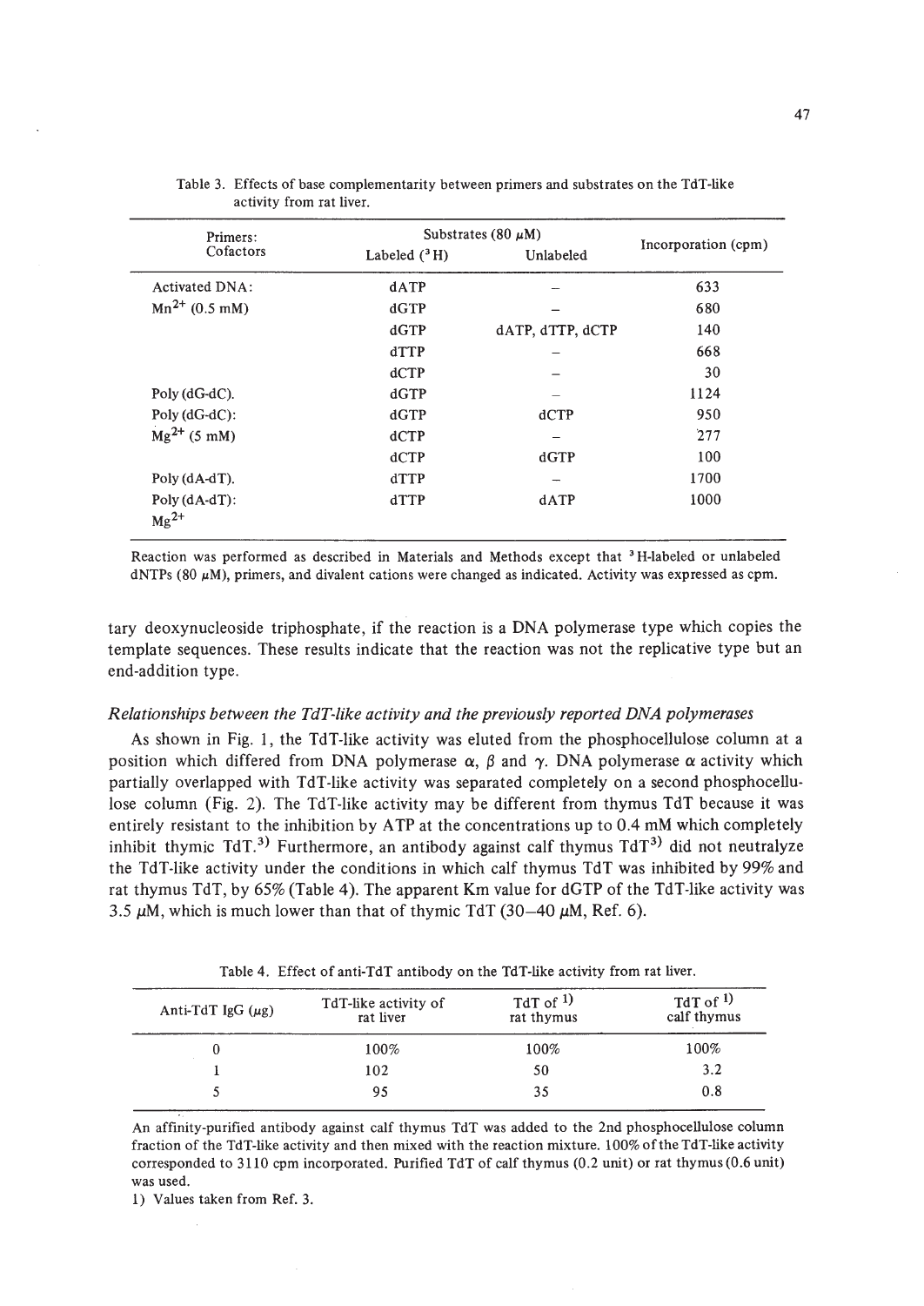Table 3. Effects of base complementarity between primers and substrates on the TdT-like activity from rat liver.

| Primers: Cofactors | Substrates (80 μM) Labeled ($^3$H) | Unlabeled | Incorporation (cpm) |
|---|---|---|---|
| Activated DNA: | dATP | – | 633 |
| $Mn^{2+}$ (0.5 mM) | dGTP | – | 680 |
| | dGTP | dATP, dTTP, dCTP | 140 |
| | dTTP | – | 668 |
| | dCTP | – | 30 |
| Poly (dG-dC). | dGTP | – | 1124 |
| Poly (dG-dC): | dGTP | dCTP | 950 |
| $Mg^{2+}$ (5 mM) | dCTP | – | 277 |
| | dCTP | dGTP | 100 |
| Poly (dA-dT). | dTTP | – | 1700 |
| Poly (dA-dT): $Mg^{2+}$ | dTTP | dATP | 1000 |

Reaction was performed as described in Materials and Methods except that $^3$H-labeled or unlabeled dNTPs (80 μM), primers, and divalent cations were changed as indicated. Activity was expressed as cpm.

tary deoxynucleoside triphosphate, if the reaction is a DNA polymerase type which copies the template sequences. These results indicate that the reaction was not the replicative type but an end-addition type.

*Relationships between the TdT-like activity and the previously reported DNA polymerases*

As shown in Fig. 1, the TdT-like activity was eluted from the phosphocellulose column at a position which differed from DNA polymerase α, β and γ. DNA polymerase α activity which partially overlapped with TdT-like activity was separated completely on a second phosphocellulose column (Fig. 2). The TdT-like activity may be different from thymus TdT because it was entirely resistant to the inhibition by ATP at the concentrations up to 0.4 mM which completely inhibit thymic TdT.[3] Furthermore, an antibody against calf thymus TdT[3] did not neutralyze the TdT-like activity under the conditions in which calf thymus TdT was inhibited by 99% and rat thymus TdT, by 65% (Table 4). The apparent Km value for dGTP of the TdT-like activity was 3.5 μM, which is much lower than that of thymic TdT (30–40 μM, Ref. 6).

Table 4. Effect of anti-TdT antibody on the TdT-like activity from rat liver.

| Anti-TdT IgG (μg) | TdT-like activity of rat liver | TdT of [1] rat thymus | TdT of [1] calf thymus |
|---|---|---|---|
| 0 | 100% | 100% | 100% |
| 1 | 102 | 50 | 3.2 |
| 5 | 95 | 35 | 0.8 |

An affinity-purified antibody against calf thymus TdT was added to the 2nd phosphocellulose column fraction of the TdT-like activity and then mixed with the reaction mixture. 100% of the TdT-like activity corresponded to 3110 cpm incorporated. Purified TdT of calf thymus (0.2 unit) or rat thymus (0.6 unit) was used.

1) Values taken from Ref. 3.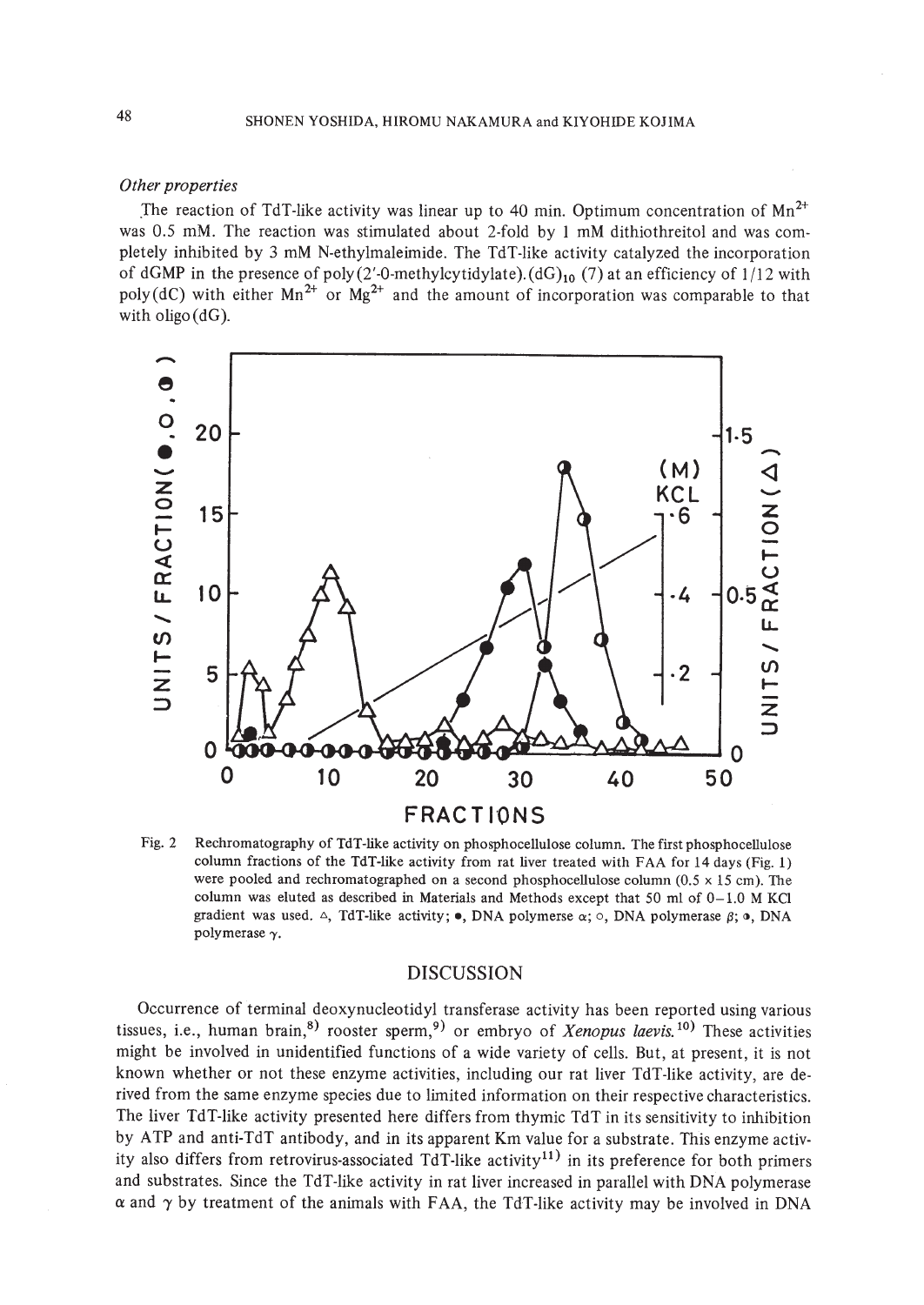*Other properties*

The reaction of TdT-like activity was linear up to 40 min. Optimum concentration of $Mn^{2+}$ was 0.5 mM. The reaction was stimulated about 2-fold by 1 mM dithiothreitol and was completely inhibited by 3 mM N-ethylmaleimide. The TdT-like activity catalyzed the incorporation of dGMP in the presence of poly(2′-0-methylcytidylate).$(dG)_{10}$ (7) at an efficiency of 1/12 with poly(dC) with either $Mn^{2+}$ or $Mg^{2+}$ and the amount of incorporation was comparable to that with oligo(dG).

Fig. 2 Rechromatography of TdT-like activity on phosphocellulose column. The first phosphocellulose column fractions of the TdT-like activity from rat liver treated with FAA for 14 days (Fig. 1) were pooled and rechromatographed on a second phosphocellulose column (0.5 x 15 cm). The column was eluted as described in Materials and Methods except that 50 ml of 0–1.0 M KCl gradient was used. △, TdT-like activity; ●, DNA polymerse α; ○, DNA polymerase β; ◑, DNA polymerase γ.

## DISCUSSION

Occurrence of terminal deoxynucleotidyl transferase activity has been reported using various tissues, i.e., human brain,[8] rooster sperm,[9] or embryo of *Xenopus laevis.*[10] These activities might be involved in unidentified functions of a wide variety of cells. But, at present, it is not known whether or not these enzyme activities, including our rat liver TdT-like activity, are derived from the same enzyme species due to limited information on their respective characteristics. The liver TdT-like activity presented here differs from thymic TdT in its sensitivity to inhibition by ATP and anti-TdT antibody, and in its apparent Km value for a substrate. This enzyme activity also differs from retrovirus-associated TdT-like activity[11] in its preference for both primers and substrates. Since the TdT-like activity in rat liver increased in parallel with DNA polymerase α and γ by treatment of the animals with FAA, the TdT-like activity may be involved in DNA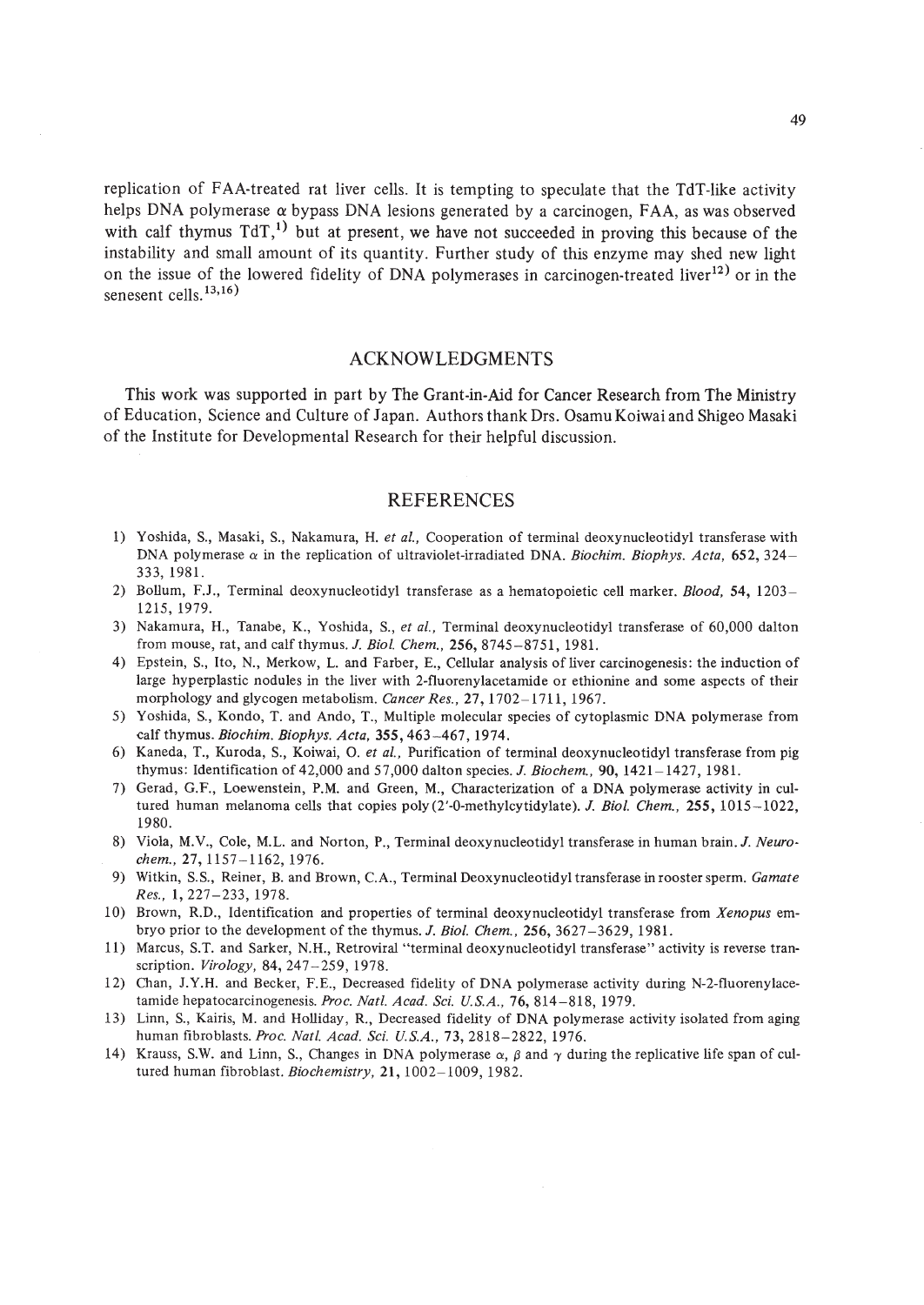replication of FAA-treated rat liver cells. It is tempting to speculate that the TdT-like activity helps DNA polymerase α bypass DNA lesions generated by a carcinogen, FAA, as was observed with calf thymus TdT,[1] but at present, we have not succeeded in proving this because of the instability and small amount of its quantity. Further study of this enzyme may shed new light on the issue of the lowered fidelity of DNA polymerases in carcinogen-treated liver[12] or in the senesent cells.[13,16]

## ACKNOWLEDGMENTS

This work was supported in part by The Grant-in-Aid for Cancer Research from The Ministry of Education, Science and Culture of Japan. Authors thank Drs. Osamu Koiwai and Shigeo Masaki of the Institute for Developmental Research for their helpful discussion.

## REFERENCES

1) Yoshida, S., Masaki, S., Nakamura, H. *et al.*, Cooperation of terminal deoxynucleotidyl transferase with DNA polymerase α in the replication of ultraviolet-irradiated DNA. *Biochim. Biophys. Acta,* **652**, 324–333, 1981.
2) Bollum, F.J., Terminal deoxynucleotidyl transferase as a hematopoietic cell marker. *Blood,* **54**, 1203–1215, 1979.
3) Nakamura, H., Tanabe, K., Yoshida, S., *et al.*, Terminal deoxynucleotidyl transferase of 60,000 dalton from mouse, rat, and calf thymus. *J. Biol. Chem.*, **256**, 8745–8751, 1981.
4) Epstein, S., Ito, N., Merkow, L. and Farber, E., Cellular analysis of liver carcinogenesis: the induction of large hyperplastic nodules in the liver with 2-fluorenylacetamide or ethionine and some aspects of their morphology and glycogen metabolism. *Cancer Res.*, **27**, 1702–1711, 1967.
5) Yoshida, S., Kondo, T. and Ando, T., Multiple molecular species of cytoplasmic DNA polymerase from calf thymus. *Biochim. Biophys. Acta,* **355**, 463–467, 1974.
6) Kaneda, T., Kuroda, S., Koiwai, O. *et al.*, Purification of terminal deoxynucleotidyl transferase from pig thymus: Identification of 42,000 and 57,000 dalton species. *J. Biochem.*, **90**, 1421–1427, 1981.
7) Gerad, G.F., Loewenstein, P.M. and Green, M., Characterization of a DNA polymerase activity in cultured human melanoma cells that copies poly(2'-0-methylcytidylate). *J. Biol. Chem.*, **255**, 1015–1022, 1980.
8) Viola, M.V., Cole, M.L. and Norton, P., Terminal deoxynucleotidyl transferase in human brain. *J. Neurochem.*, **27**, 1157–1162, 1976.
9) Witkin, S.S., Reiner, B. and Brown, C.A., Terminal Deoxynucleotidyl transferase in rooster sperm. *Gamate Res.*, **1**, 227–233, 1978.
10) Brown, R.D., Identification and properties of terminal deoxynucleotidyl transferase from *Xenopus* embryo prior to the development of the thymus. *J. Biol. Chem.*, **256**, 3627–3629, 1981.
11) Marcus, S.T. and Sarker, N.H., Retroviral "terminal deoxynucleotidyl transferase" activity is reverse transcription. *Virology,* **84**, 247–259, 1978.
12) Chan, J.Y.H. and Becker, F.E., Decreased fidelity of DNA polymerase activity during N-2-fluorenylacetamide hepatocarcinogenesis. *Proc. Natl. Acad. Sci. U.S.A.*, **76**, 814–818, 1979.
13) Linn, S., Kairis, M. and Holliday, R., Decreased fidelity of DNA polymerase activity isolated from aging human fibroblasts. *Proc. Natl. Acad. Sci. U.S.A.*, **73**, 2818–2822, 1976.
14) Krauss, S.W. and Linn, S., Changes in DNA polymerase α, β and γ during the replicative life span of cultured human fibroblast. *Biochemistry,* **21**, 1002–1009, 1982.